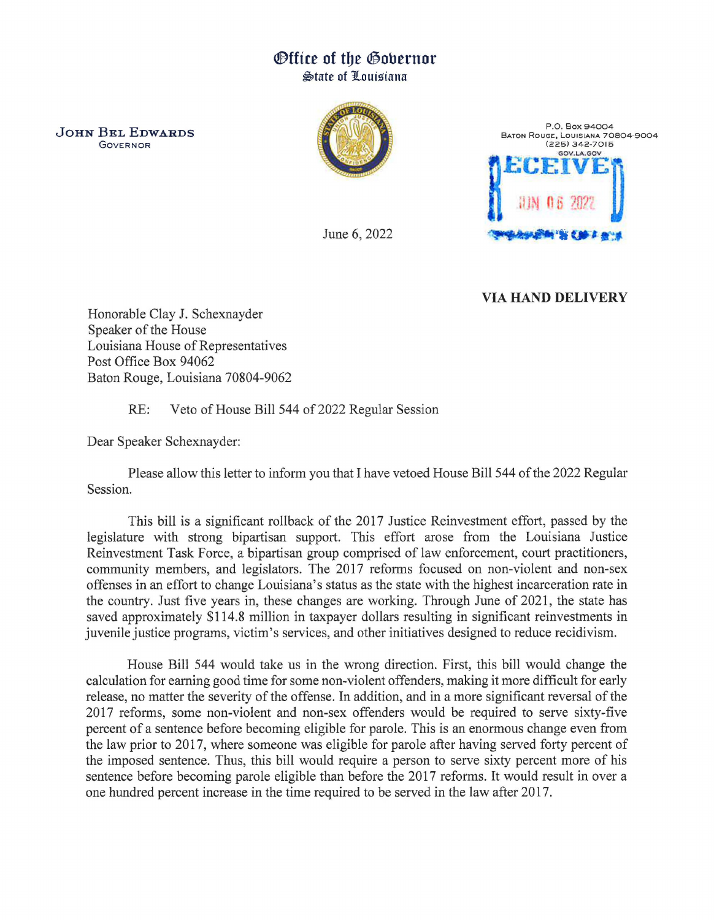# Office of the Governor
## State of Louisiana

**JOHN BEL EDWARDS**
GOVERNOR

P.O. Box 94004
Baton Rouge, Louisiana 70804-9004
(225) 342-7015
GOV.LA.GOV

RECEIVED
JUN 06 2022

June 6, 2022

**VIA HAND DELIVERY**

Honorable Clay J. Schexnayder
Speaker of the House
Louisiana House of Representatives
Post Office Box 94062
Baton Rouge, Louisiana 70804-9062

RE: Veto of House Bill 544 of 2022 Regular Session

Dear Speaker Schexnayder:

Please allow this letter to inform you that I have vetoed House Bill 544 of the 2022 Regular Session.

This bill is a significant rollback of the 2017 Justice Reinvestment effort, passed by the legislature with strong bipartisan support. This effort arose from the Louisiana Justice Reinvestment Task Force, a bipartisan group comprised of law enforcement, court practitioners, community members, and legislators. The 2017 reforms focused on non-violent and non-sex offenses in an effort to change Louisiana's status as the state with the highest incarceration rate in the country. Just five years in, these changes are working. Through June of 2021, the state has saved approximately $114.8 million in taxpayer dollars resulting in significant reinvestments in juvenile justice programs, victim's services, and other initiatives designed to reduce recidivism.

House Bill 544 would take us in the wrong direction. First, this bill would change the calculation for earning good time for some non-violent offenders, making it more difficult for early release, no matter the severity of the offense. In addition, and in a more significant reversal of the 2017 reforms, some non-violent and non-sex offenders would be required to serve sixty-five percent of a sentence before becoming eligible for parole. This is an enormous change even from the law prior to 2017, where someone was eligible for parole after having served forty percent of the imposed sentence. Thus, this bill would require a person to serve sixty percent more of his sentence before becoming parole eligible than before the 2017 reforms. It would result in over a one hundred percent increase in the time required to be served in the law after 2017.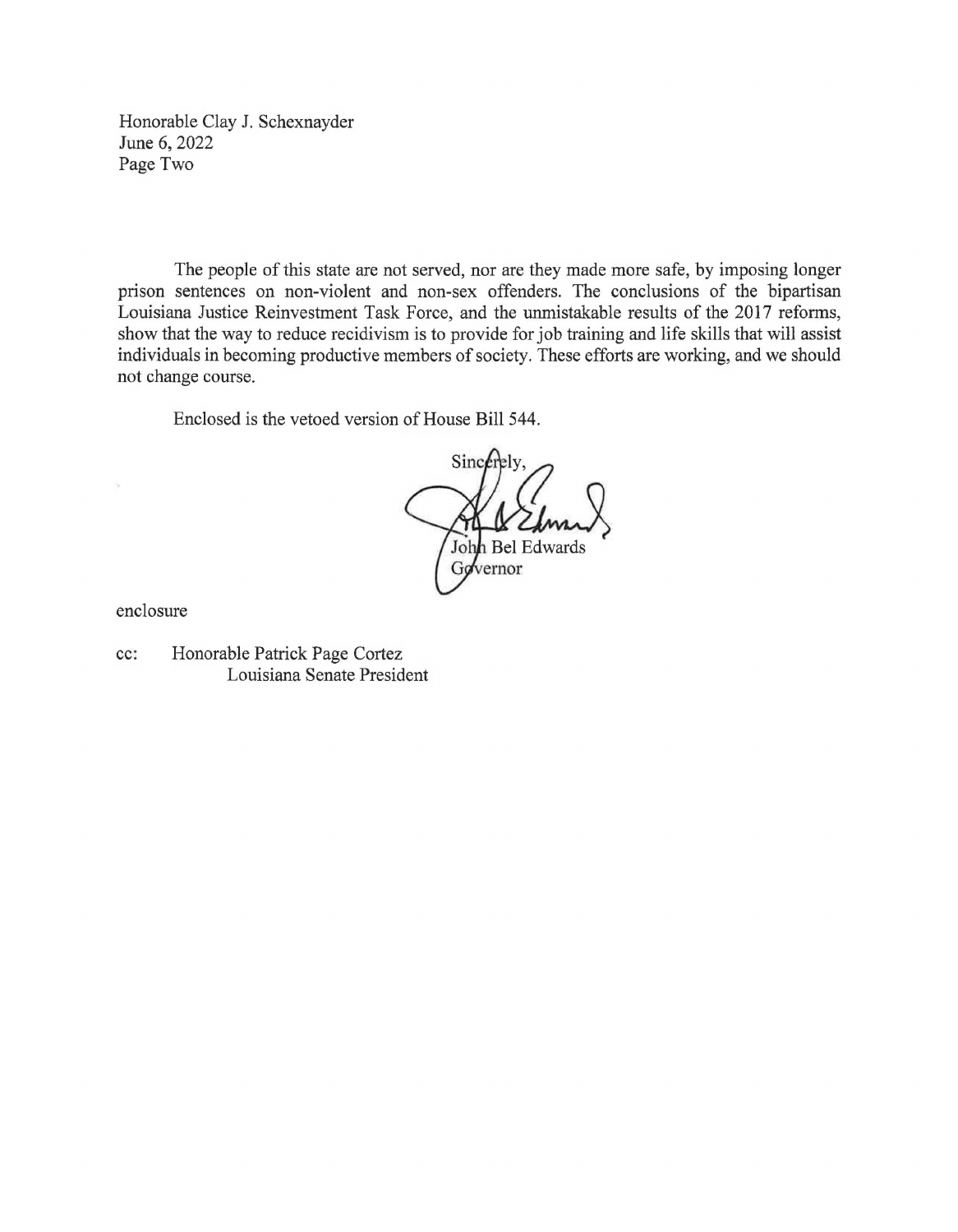Honorable Clay J. Schexnayder
June 6, 2022
Page Two

The people of this state are not served, nor are they made more safe, by imposing longer prison sentences on non-violent and non-sex offenders. The conclusions of the bipartisan Louisiana Justice Reinvestment Task Force, and the unmistakable results of the 2017 reforms, show that the way to reduce recidivism is to provide for job training and life skills that will assist individuals in becoming productive members of society. These efforts are working, and we should not change course.

Enclosed is the vetoed version of House Bill 544.

Sincerely,

John Bel Edwards
Governor

enclosure

cc: Honorable Patrick Page Cortez
Louisiana Senate President